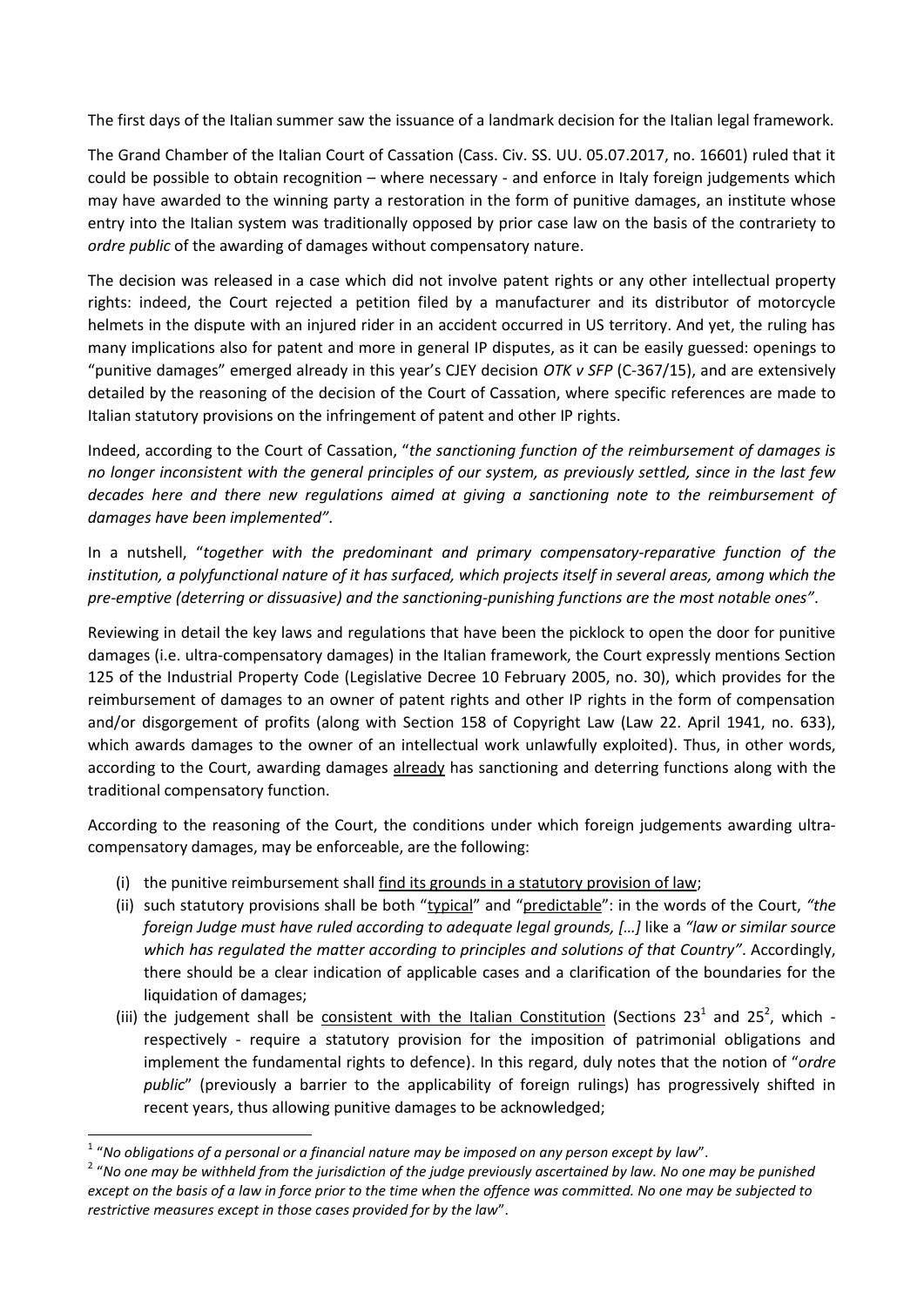The first days of the Italian summer saw the issuance of a landmark decision for the Italian legal framework.

The Grand Chamber of the Italian Court of Cassation (Cass. Civ. SS. UU. 05.07.2017, no. 16601) ruled that it could be possible to obtain recognition – where necessary - and enforce in Italy foreign judgements which may have awarded to the winning party a restoration in the form of punitive damages, an institute whose entry into the Italian system was traditionally opposed by prior case law on the basis of the contrariety to *ordre public* of the awarding of damages without compensatory nature.

The decision was released in a case which did not involve patent rights or any other intellectual property rights: indeed, the Court rejected a petition filed by a manufacturer and its distributor of motorcycle helmets in the dispute with an injured rider in an accident occurred in US territory. And yet, the ruling has many implications also for patent and more in general IP disputes, as it can be easily guessed: openings to "punitive damages" emerged already in this year's CJEY decision *OTK v SFP* (C-367/15), and are extensively detailed by the reasoning of the decision of the Court of Cassation, where specific references are made to Italian statutory provisions on the infringement of patent and other IP rights.

Indeed, according to the Court of Cassation, "*the sanctioning function of the reimbursement of damages is no longer inconsistent with the general principles of our system, as previously settled, since in the last few decades here and there new regulations aimed at giving a sanctioning note to the reimbursement of damages have been implemented"*.

In a nutshell, "*together with the predominant and primary compensatory-reparative function of the institution, a polyfunctional nature of it has surfaced, which projects itself in several areas, among which the pre-emptive (deterring or dissuasive) and the sanctioning-punishing functions are the most notable ones"*.

Reviewing in detail the key laws and regulations that have been the picklock to open the door for punitive damages (i.e. ultra-compensatory damages) in the Italian framework, the Court expressly mentions Section 125 of the Industrial Property Code (Legislative Decree 10 February 2005, no. 30), which provides for the reimbursement of damages to an owner of patent rights and other IP rights in the form of compensation and/or disgorgement of profits (along with Section 158 of Copyright Law (Law 22. April 1941, no. 633), which awards damages to the owner of an intellectual work unlawfully exploited). Thus, in other words, according to the Court, awarding damages already has sanctioning and deterring functions along with the traditional compensatory function.

According to the reasoning of the Court, the conditions under which foreign judgements awarding ultra-compensatory damages, may be enforceable, are the following:

(i) the punitive reimbursement shall find its grounds in a statutory provision of law;
(ii) such statutory provisions shall be both "typical" and "predictable": in the words of the Court, *"the foreign Judge must have ruled according to adequate legal grounds, […]* like a *"law or similar source which has regulated the matter according to principles and solutions of that Country"*. Accordingly, there should be a clear indication of applicable cases and a clarification of the boundaries for the liquidation of damages;
(iii) the judgement shall be consistent with the Italian Constitution (Sections 23[1] and 25[2], which - respectively - require a statutory provision for the imposition of patrimonial obligations and implement the fundamental rights to defence). In this regard, duly notes that the notion of "*ordre public*" (previously a barrier to the applicability of foreign rulings) has progressively shifted in recent years, thus allowing punitive damages to be acknowledged;

---

[1] "*No obligations of a personal or a financial nature may be imposed on any person except by law*".

[2] "*No one may be withheld from the jurisdiction of the judge previously ascertained by law. No one may be punished except on the basis of a law in force prior to the time when the offence was committed. No one may be subjected to restrictive measures except in those cases provided for by the law*".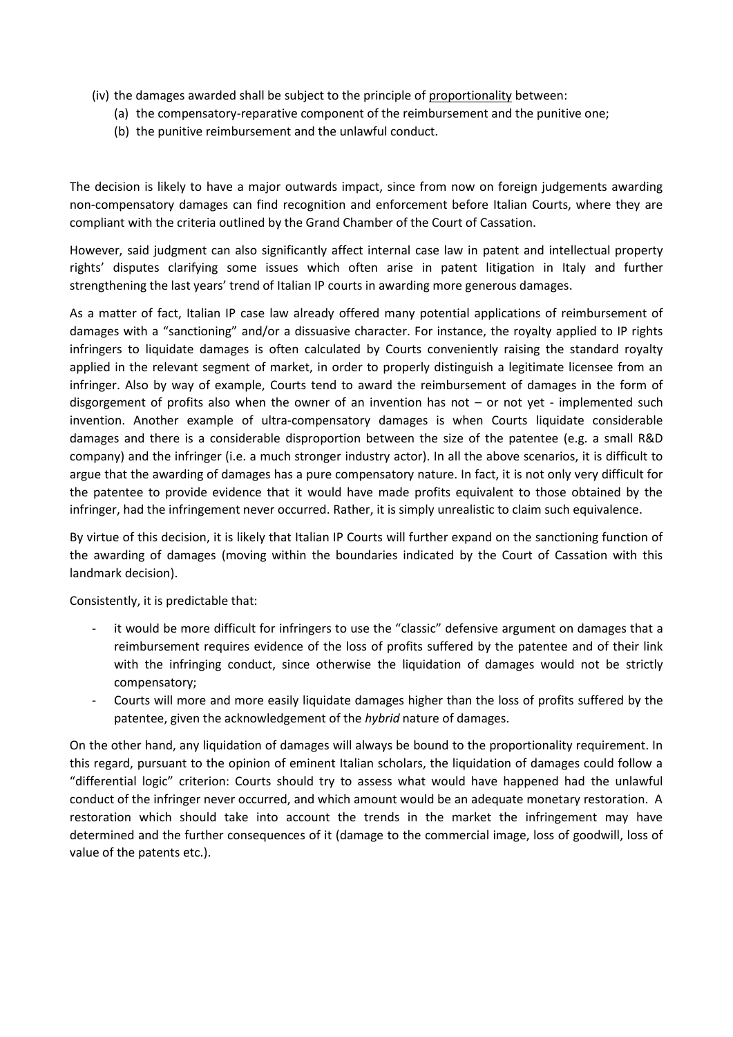(iv) the damages awarded shall be subject to the principle of proportionality between:

  (a) the compensatory-reparative component of the reimbursement and the punitive one;

  (b) the punitive reimbursement and the unlawful conduct.

The decision is likely to have a major outwards impact, since from now on foreign judgements awarding non-compensatory damages can find recognition and enforcement before Italian Courts, where they are compliant with the criteria outlined by the Grand Chamber of the Court of Cassation.

However, said judgment can also significantly affect internal case law in patent and intellectual property rights' disputes clarifying some issues which often arise in patent litigation in Italy and further strengthening the last years' trend of Italian IP courts in awarding more generous damages.

As a matter of fact, Italian IP case law already offered many potential applications of reimbursement of damages with a "sanctioning" and/or a dissuasive character. For instance, the royalty applied to IP rights infringers to liquidate damages is often calculated by Courts conveniently raising the standard royalty applied in the relevant segment of market, in order to properly distinguish a legitimate licensee from an infringer. Also by way of example, Courts tend to award the reimbursement of damages in the form of disgorgement of profits also when the owner of an invention has not – or not yet - implemented such invention. Another example of ultra-compensatory damages is when Courts liquidate considerable damages and there is a considerable disproportion between the size of the patentee (e.g. a small R&D company) and the infringer (i.e. a much stronger industry actor). In all the above scenarios, it is difficult to argue that the awarding of damages has a pure compensatory nature. In fact, it is not only very difficult for the patentee to provide evidence that it would have made profits equivalent to those obtained by the infringer, had the infringement never occurred. Rather, it is simply unrealistic to claim such equivalence.

By virtue of this decision, it is likely that Italian IP Courts will further expand on the sanctioning function of the awarding of damages (moving within the boundaries indicated by the Court of Cassation with this landmark decision).

Consistently, it is predictable that:

- it would be more difficult for infringers to use the "classic" defensive argument on damages that a reimbursement requires evidence of the loss of profits suffered by the patentee and of their link with the infringing conduct, since otherwise the liquidation of damages would not be strictly compensatory;
- Courts will more and more easily liquidate damages higher than the loss of profits suffered by the patentee, given the acknowledgement of the *hybrid* nature of damages.

On the other hand, any liquidation of damages will always be bound to the proportionality requirement. In this regard, pursuant to the opinion of eminent Italian scholars, the liquidation of damages could follow a "differential logic" criterion: Courts should try to assess what would have happened had the unlawful conduct of the infringer never occurred, and which amount would be an adequate monetary restoration. A restoration which should take into account the trends in the market the infringement may have determined and the further consequences of it (damage to the commercial image, loss of goodwill, loss of value of the patents etc.).